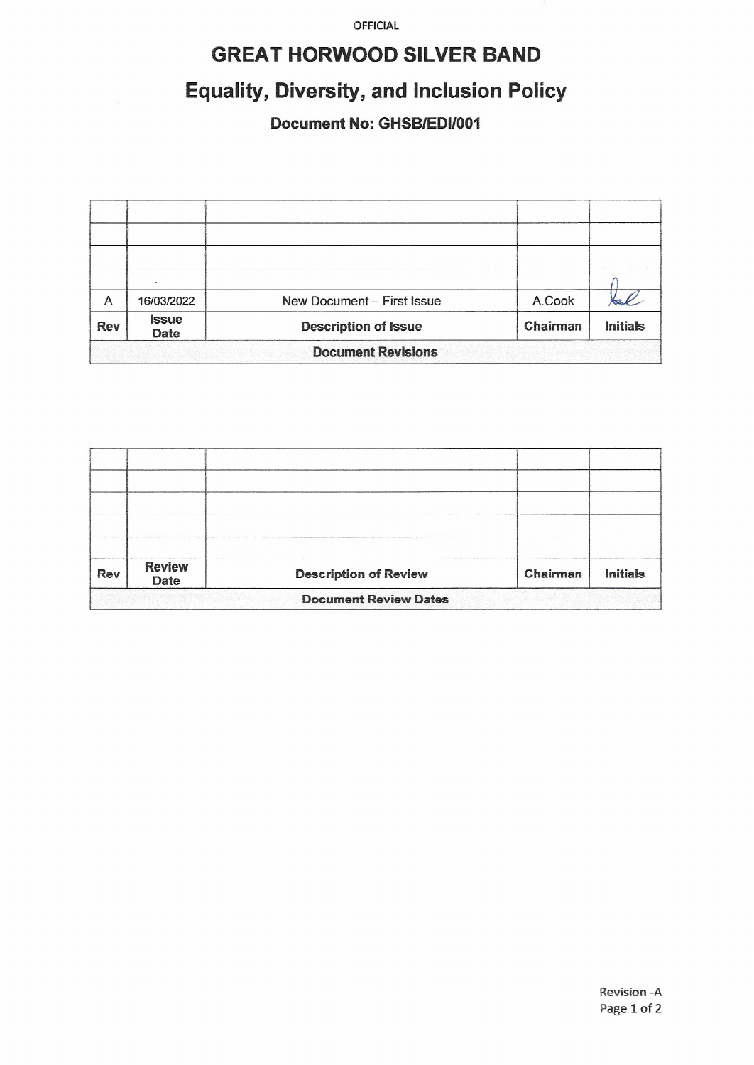OFFICIAL

# GREAT HORWOOD SILVER BAND

## Equality, Diversity, and Inclusion Policy

### Document No: GHSB/EDI/001

| Document Revisions | | | | |
|---|---|---|---|---|
| **Rev** | **Issue Date** | **Description of Issue** | **Chairman** | **Initials** |
| A | 16/03/2022 | New Document – First Issue | A.Cook | [signature] |
| | | | | |
| | | | | |
| | | | | |
| | | | | |

| Document Review Dates | | | | |
|---|---|---|---|---|
| **Rev** | **Review Date** | **Description of Review** | **Chairman** | **Initials** |
| | | | | |
| | | | | |
| | | | | |
| | | | | |
| | | | | |

Revision -A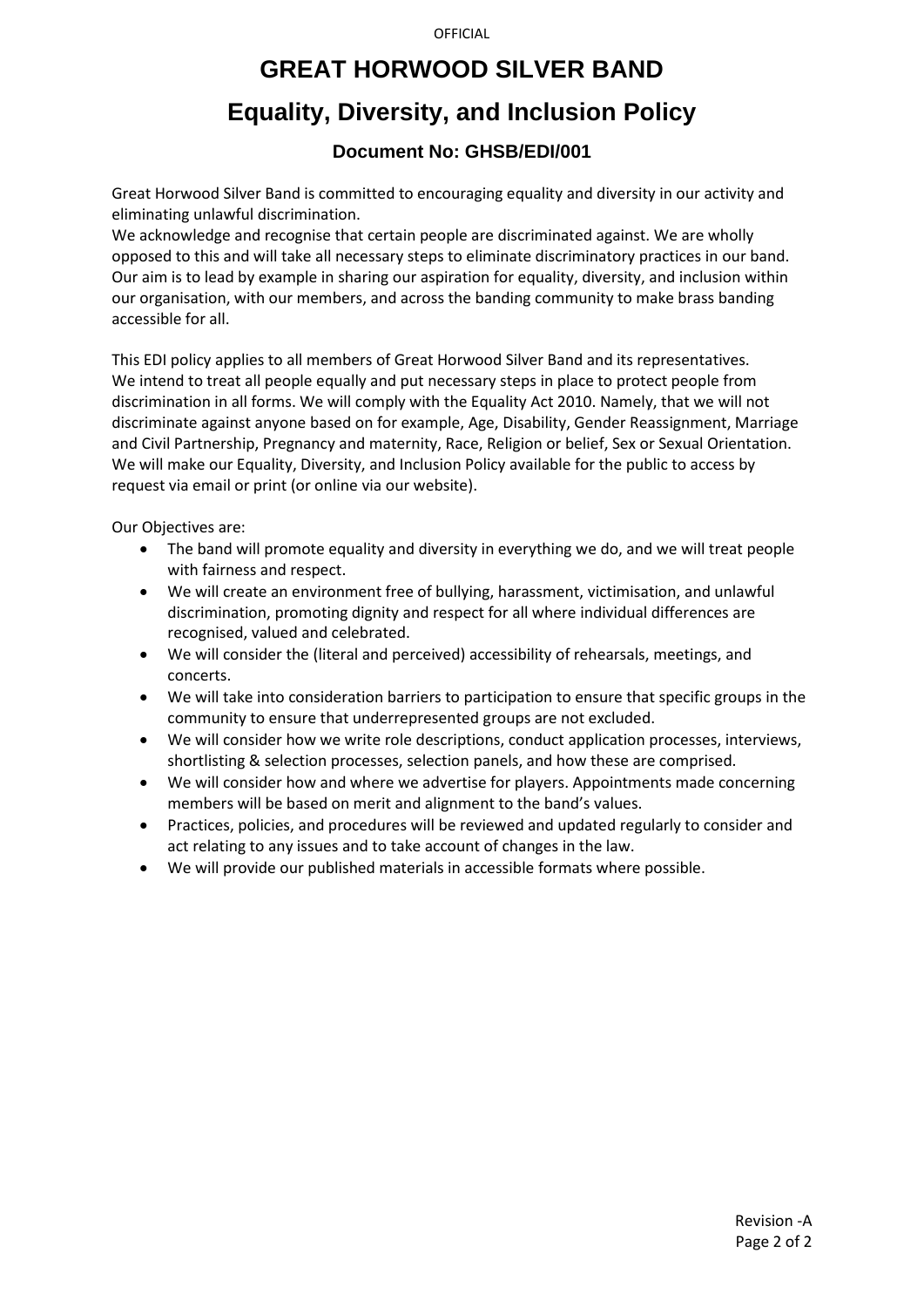# GREAT HORWOOD SILVER BAND

## Equality, Diversity, and Inclusion Policy

### Document No: GHSB/EDI/001

Great Horwood Silver Band is committed to encouraging equality and diversity in our activity and eliminating unlawful discrimination.
We acknowledge and recognise that certain people are discriminated against. We are wholly opposed to this and will take all necessary steps to eliminate discriminatory practices in our band. Our aim is to lead by example in sharing our aspiration for equality, diversity, and inclusion within our organisation, with our members, and across the banding community to make brass banding accessible for all.

This EDI policy applies to all members of Great Horwood Silver Band and its representatives.
We intend to treat all people equally and put necessary steps in place to protect people from discrimination in all forms. We will comply with the Equality Act 2010. Namely, that we will not discriminate against anyone based on for example, Age, Disability, Gender Reassignment, Marriage and Civil Partnership, Pregnancy and maternity, Race, Religion or belief, Sex or Sexual Orientation.
We will make our Equality, Diversity, and Inclusion Policy available for the public to access by request via email or print (or online via our website).

Our Objectives are:

- The band will promote equality and diversity in everything we do, and we will treat people with fairness and respect.
- We will create an environment free of bullying, harassment, victimisation, and unlawful discrimination, promoting dignity and respect for all where individual differences are recognised, valued and celebrated.
- We will consider the (literal and perceived) accessibility of rehearsals, meetings, and concerts.
- We will take into consideration barriers to participation to ensure that specific groups in the community to ensure that underrepresented groups are not excluded.
- We will consider how we write role descriptions, conduct application processes, interviews, shortlisting & selection processes, selection panels, and how these are comprised.
- We will consider how and where we advertise for players. Appointments made concerning members will be based on merit and alignment to the band's values.
- Practices, policies, and procedures will be reviewed and updated regularly to consider and act relating to any issues and to take account of changes in the law.
- We will provide our published materials in accessible formats where possible.

Revision -A